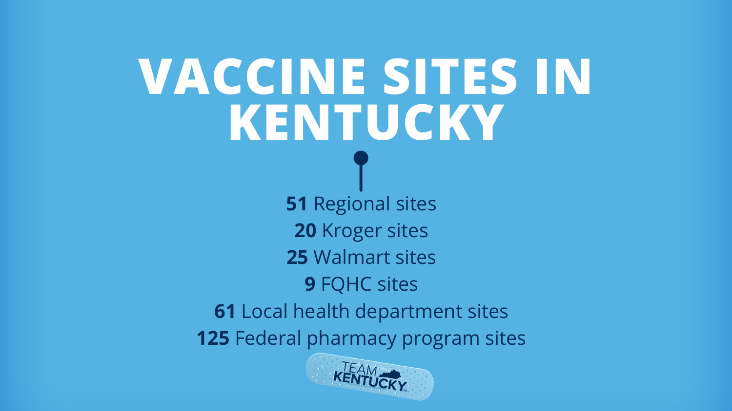# VACCINE SITES IN KENTUCKY

**51** Regional sites

**20** Kroger sites

**25** Walmart sites

**9** FQHC sites

**61** Local health department sites

**125** Federal pharmacy program sites

TEAM KENTUCKY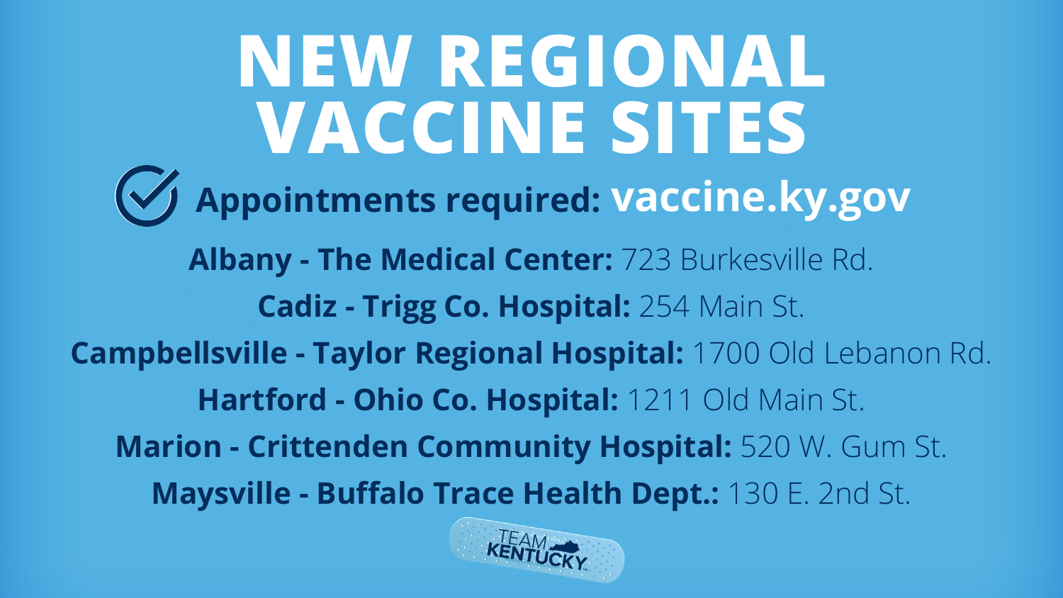# NEW REGIONAL VACCINE SITES

**Appointments required: vaccine.ky.gov**

**Albany - The Medical Center:** 723 Burkesville Rd.

**Cadiz - Trigg Co. Hospital:** 254 Main St.

**Campbellsville - Taylor Regional Hospital:** 1700 Old Lebanon Rd.

**Hartford - Ohio Co. Hospital:** 1211 Old Main St.

**Marion - Crittenden Community Hospital:** 520 W. Gum St.

**Maysville - Buffalo Trace Health Dept.:** 130 E. 2nd St.

TEAM KENTUCKY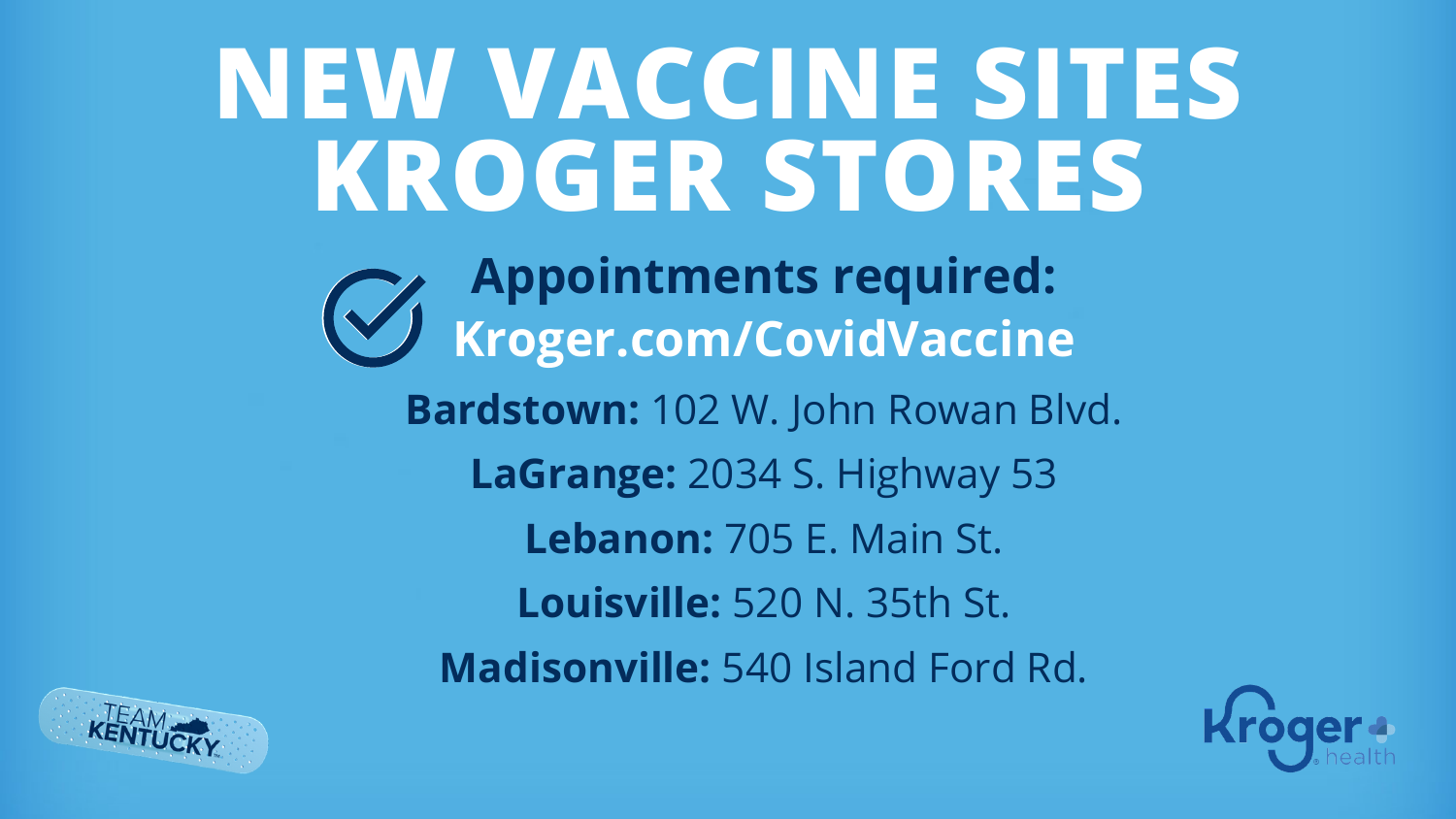# NEW VACCINE SITES KROGER STORES

**Appointments required:**
**Kroger.com/CovidVaccine**

**Bardstown:** 102 W. John Rowan Blvd.

**LaGrange:** 2034 S. Highway 53

**Lebanon:** 705 E. Main St.

**Louisville:** 520 N. 35th St.

**Madisonville:** 540 Island Ford Rd.

TEAM KENTUCKY

Kroger health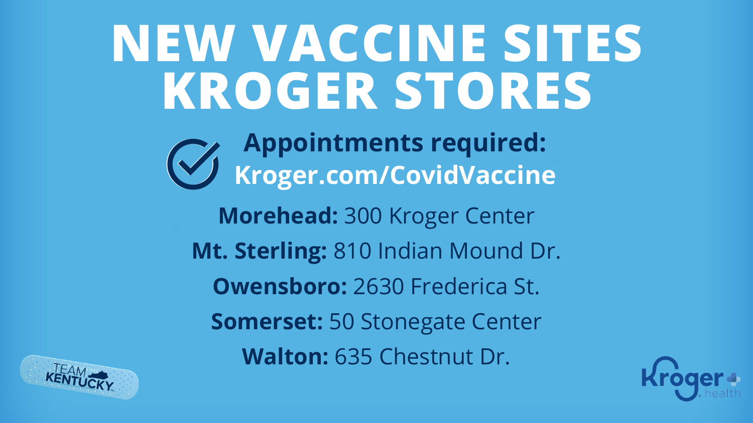# NEW VACCINE SITES KROGER STORES

## Appointments required: Kroger.com/CovidVaccine

**Morehead:** 300 Kroger Center

**Mt. Sterling:** 810 Indian Mound Dr.

**Owensboro:** 2630 Frederica St.

**Somerset:** 50 Stonegate Center

**Walton:** 635 Chestnut Dr.

TEAM KENTUCKY

Kroger health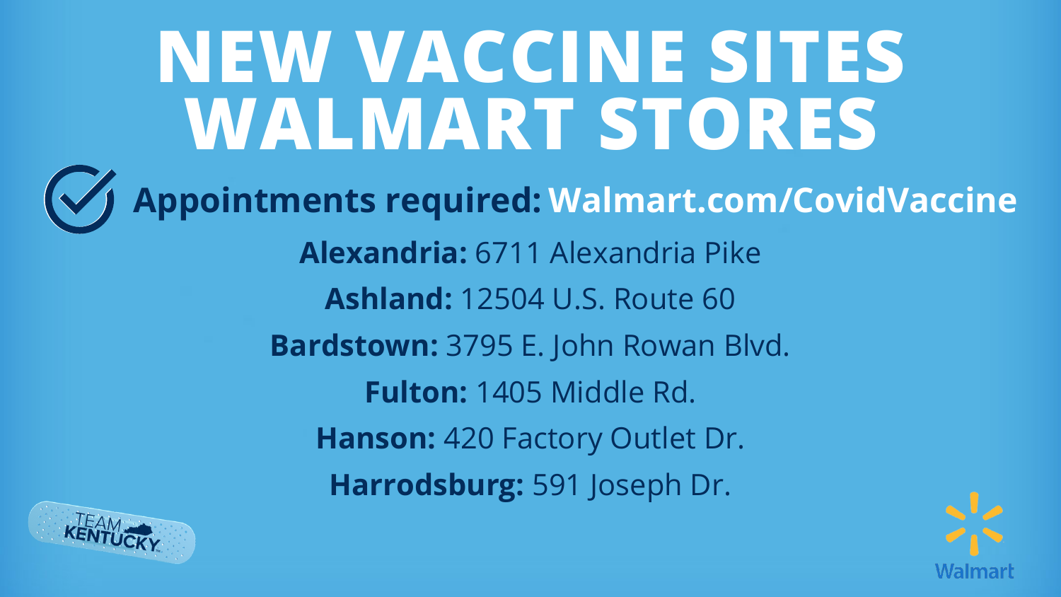# NEW VACCINE SITES WALMART STORES

**Appointments required:** **Walmart.com/CovidVaccine**

**Alexandria:** 6711 Alexandria Pike

**Ashland:** 12504 U.S. Route 60

**Bardstown:** 3795 E. John Rowan Blvd.

**Fulton:** 1405 Middle Rd.

**Hanson:** 420 Factory Outlet Dr.

**Harrodsburg:** 591 Joseph Dr.

TEAM KENTUCKY

Walmart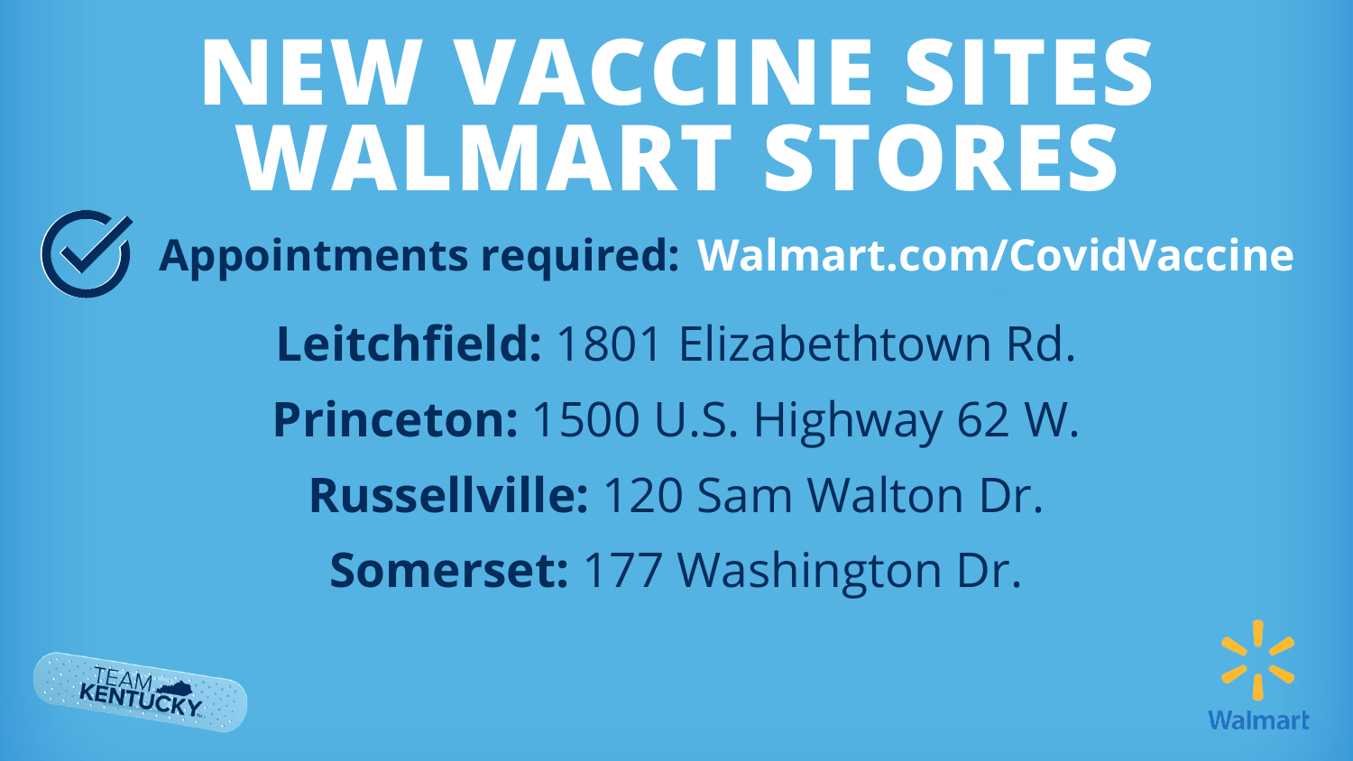# NEW VACCINE SITES WALMART STORES

**Appointments required:** **Walmart.com/CovidVaccine**

**Leitchfield:** 1801 Elizabethtown Rd.

**Princeton:** 1500 U.S. Highway 62 W.

**Russellville:** 120 Sam Walton Dr.

**Somerset:** 177 Washington Dr.

TEAM KENTUCKY

Walmart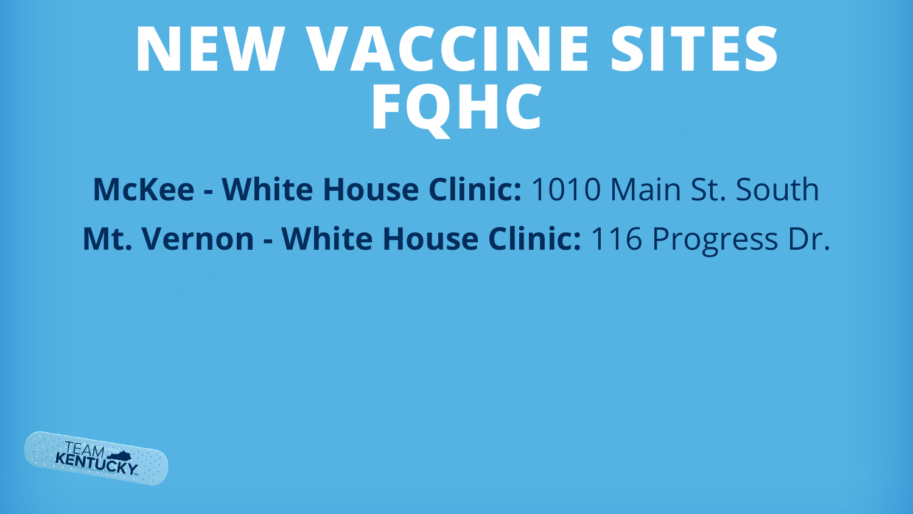# NEW VACCINE SITES FQHC

**McKee - White House Clinic:** 1010 Main St. South

**Mt. Vernon - White House Clinic:** 116 Progress Dr.

TEAM KENTUCKY